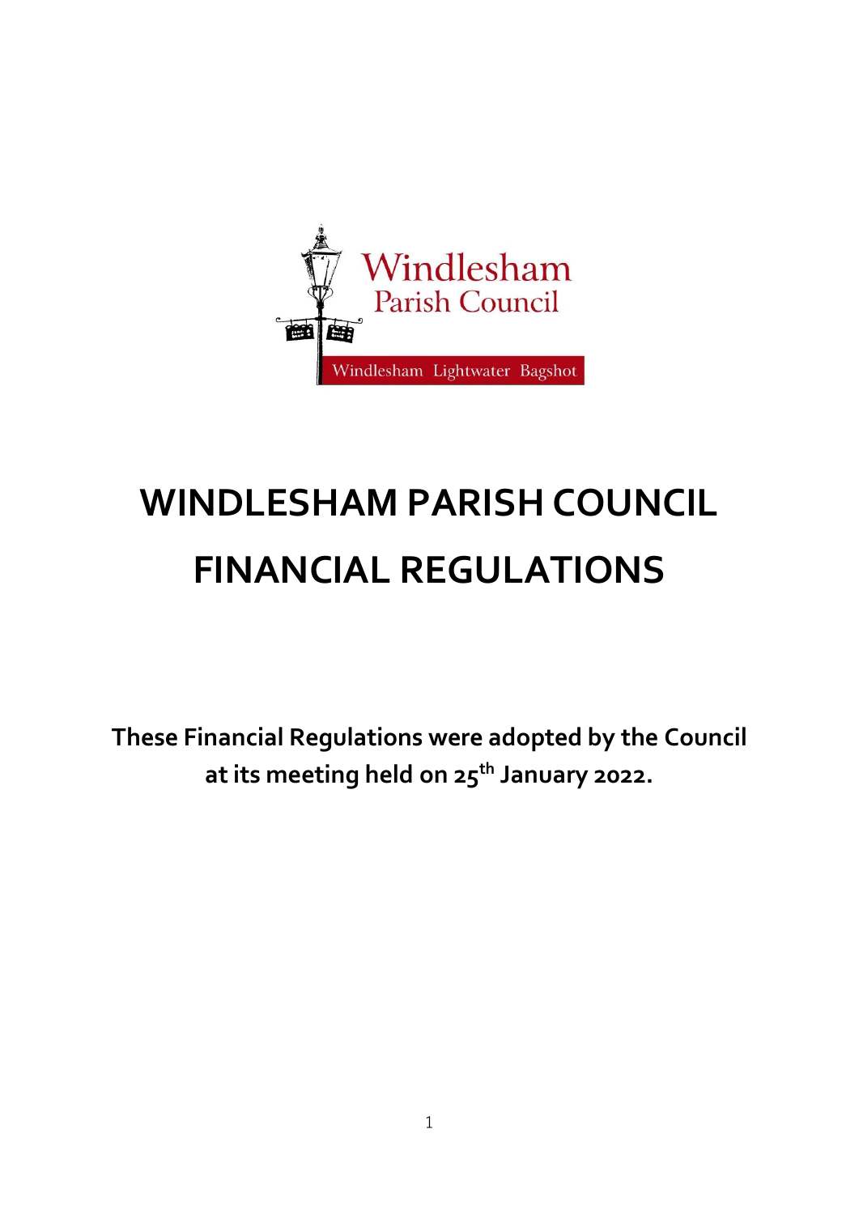Windlesham
Parish Council

Windlesham Lightwater Bagshot

# WINDLESHAM PARISH COUNCIL
# FINANCIAL REGULATIONS

**These Financial Regulations were adopted by the Council at its meeting held on 25th January 2022.**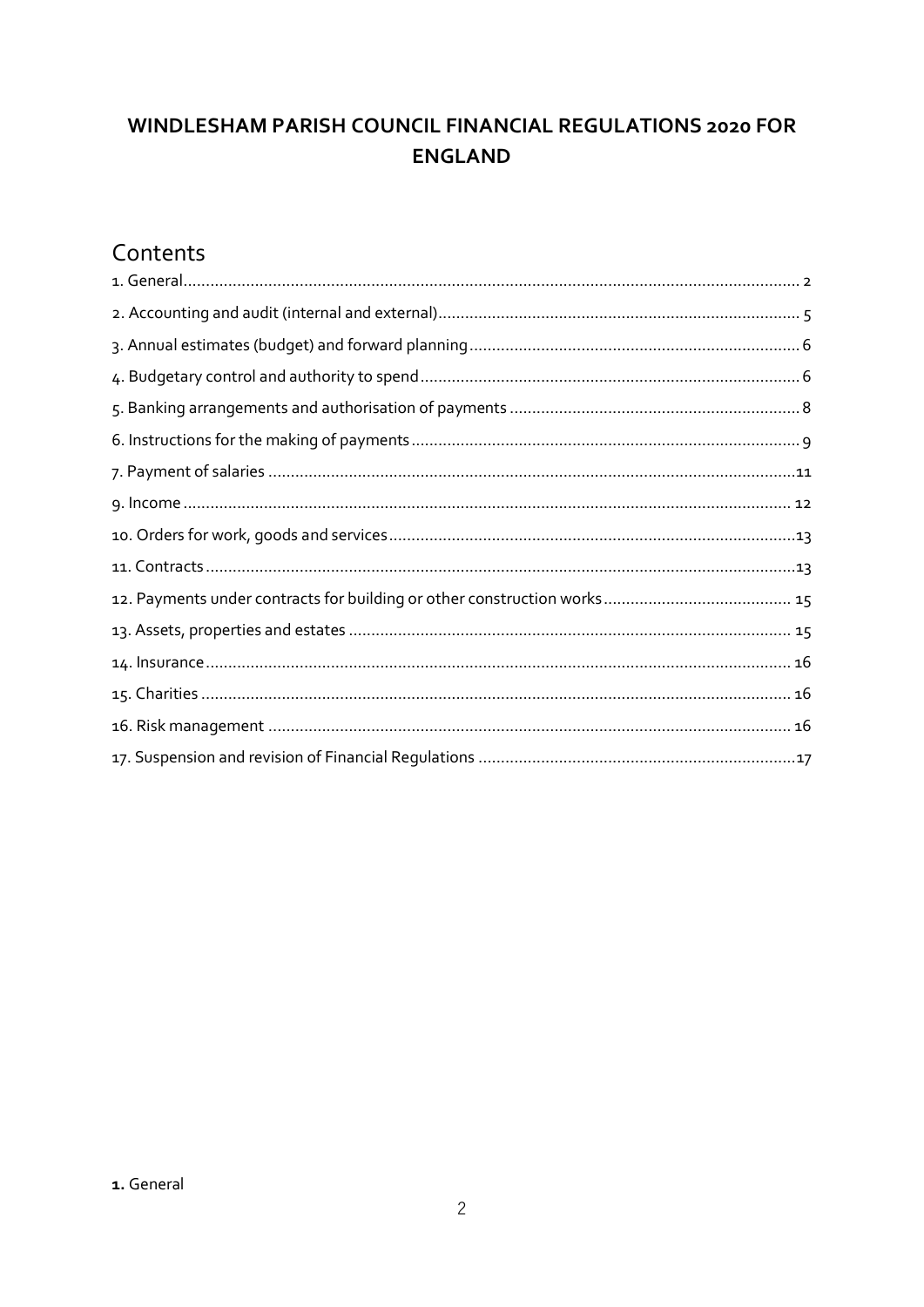# WINDLESHAM PARISH COUNCIL FINANCIAL REGULATIONS 2020 FOR ENGLAND

## Contents

1. General ........ 2
2. Accounting and audit (internal and external) ........ 5
3. Annual estimates (budget) and forward planning ........ 6
4. Budgetary control and authority to spend ........ 6
5. Banking arrangements and authorisation of payments ........ 8
6. Instructions for the making of payments ........ 9
7. Payment of salaries ........ 11
9. Income ........ 12
10. Orders for work, goods and services ........ 13
11. Contracts ........ 13
12. Payments under contracts for building or other construction works ........ 15
13. Assets, properties and estates ........ 15
14. Insurance ........ 16
15. Charities ........ 16
16. Risk management ........ 16
17. Suspension and revision of Financial Regulations ........ 17

**1.** General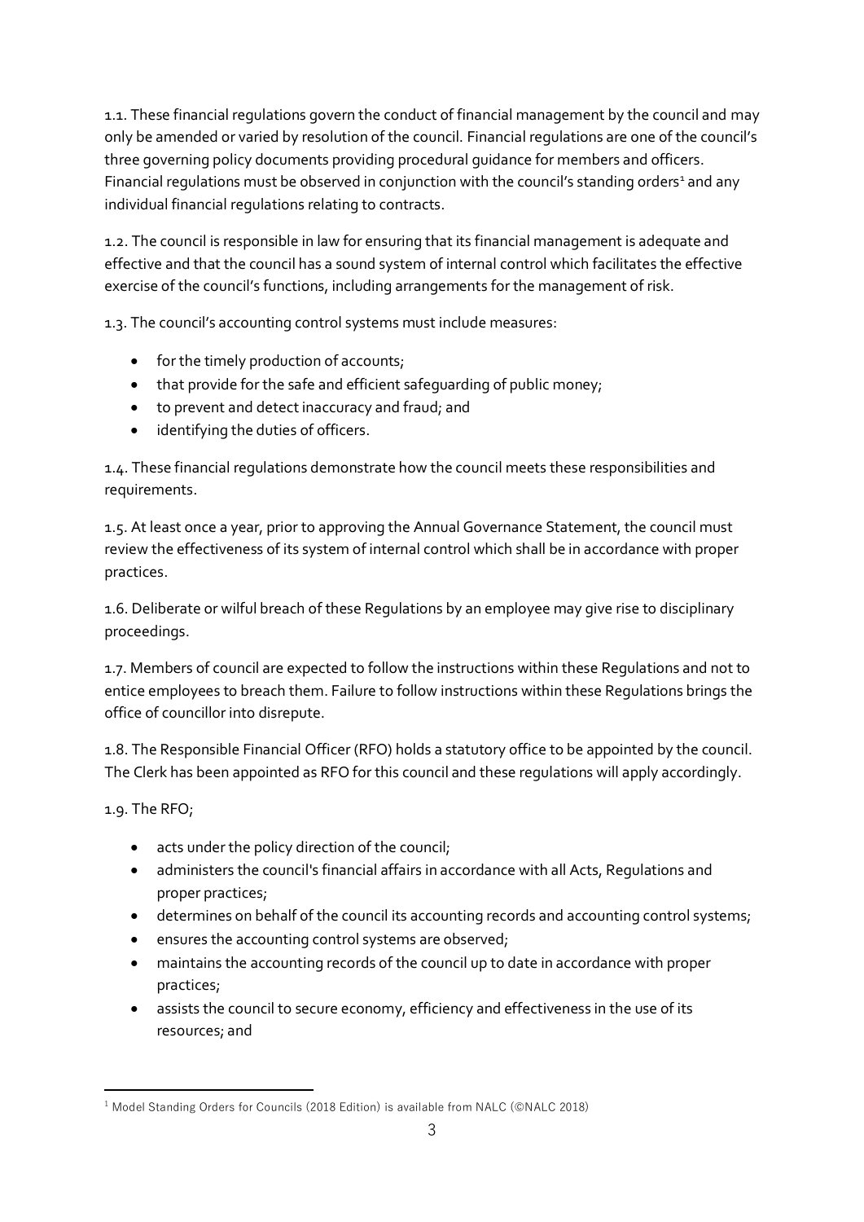1.1. These financial regulations govern the conduct of financial management by the council and may only be amended or varied by resolution of the council. Financial regulations are one of the council's three governing policy documents providing procedural guidance for members and officers. Financial regulations must be observed in conjunction with the council's standing orders[1] and any individual financial regulations relating to contracts.

1.2. The council is responsible in law for ensuring that its financial management is adequate and effective and that the council has a sound system of internal control which facilitates the effective exercise of the council's functions, including arrangements for the management of risk.

1.3. The council's accounting control systems must include measures:

- for the timely production of accounts;
- that provide for the safe and efficient safeguarding of public money;
- to prevent and detect inaccuracy and fraud; and
- identifying the duties of officers.

1.4. These financial regulations demonstrate how the council meets these responsibilities and requirements.

1.5. At least once a year, prior to approving the Annual Governance Statement, the council must review the effectiveness of its system of internal control which shall be in accordance with proper practices.

1.6. Deliberate or wilful breach of these Regulations by an employee may give rise to disciplinary proceedings.

1.7. Members of council are expected to follow the instructions within these Regulations and not to entice employees to breach them. Failure to follow instructions within these Regulations brings the office of councillor into disrepute.

1.8. The Responsible Financial Officer (RFO) holds a statutory office to be appointed by the council. The Clerk has been appointed as RFO for this council and these regulations will apply accordingly.

1.9. The RFO;

- acts under the policy direction of the council;
- administers the council's financial affairs in accordance with all Acts, Regulations and proper practices;
- determines on behalf of the council its accounting records and accounting control systems;
- ensures the accounting control systems are observed;
- maintains the accounting records of the council up to date in accordance with proper practices;
- assists the council to secure economy, efficiency and effectiveness in the use of its resources; and

[1] Model Standing Orders for Councils (2018 Edition) is available from NALC (©NALC 2018)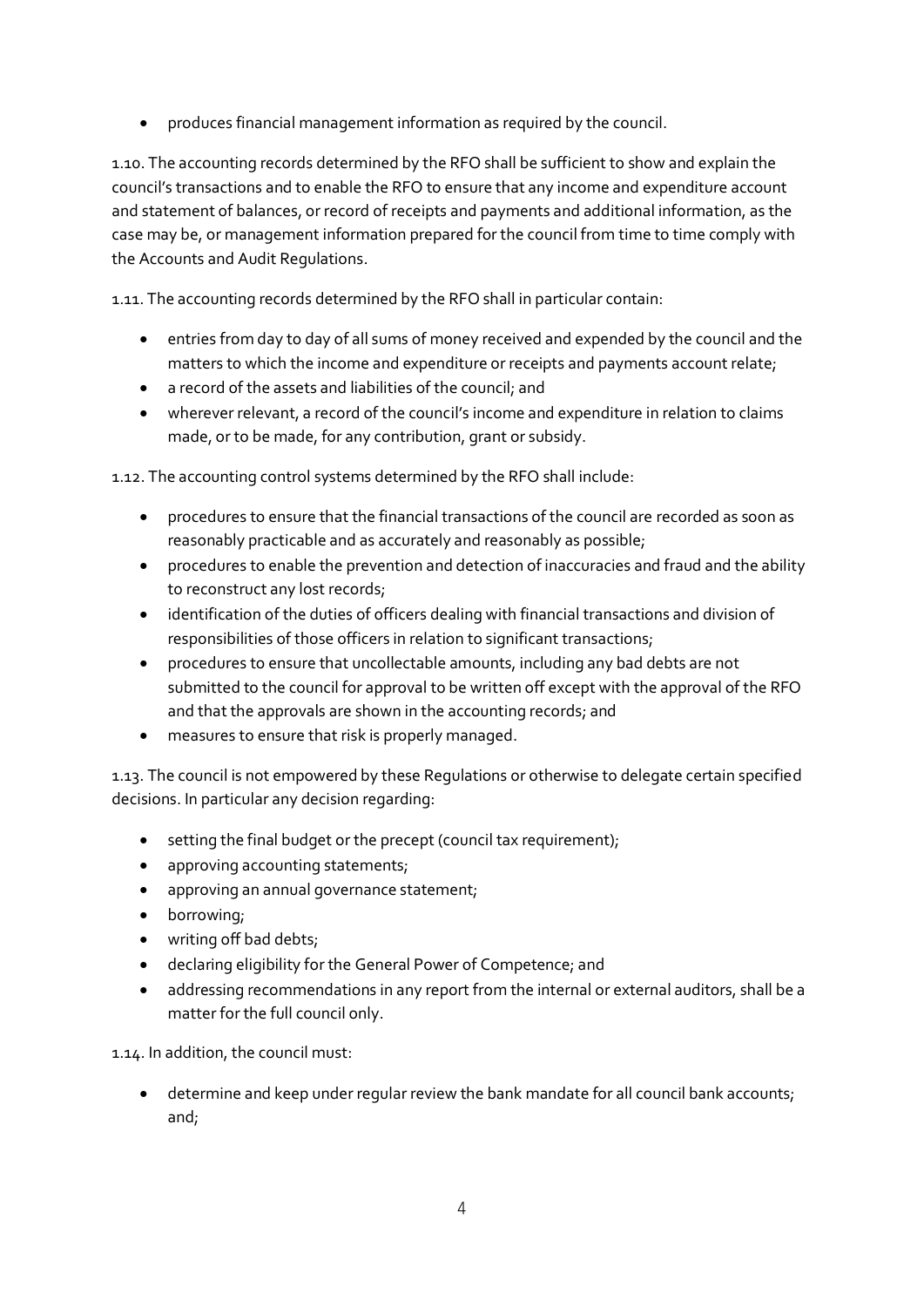- produces financial management information as required by the council.

1.10. The accounting records determined by the RFO shall be sufficient to show and explain the council's transactions and to enable the RFO to ensure that any income and expenditure account and statement of balances, or record of receipts and payments and additional information, as the case may be, or management information prepared for the council from time to time comply with the Accounts and Audit Regulations.

1.11. The accounting records determined by the RFO shall in particular contain:

- entries from day to day of all sums of money received and expended by the council and the matters to which the income and expenditure or receipts and payments account relate;
- a record of the assets and liabilities of the council; and
- wherever relevant, a record of the council's income and expenditure in relation to claims made, or to be made, for any contribution, grant or subsidy.

1.12. The accounting control systems determined by the RFO shall include:

- procedures to ensure that the financial transactions of the council are recorded as soon as reasonably practicable and as accurately and reasonably as possible;
- procedures to enable the prevention and detection of inaccuracies and fraud and the ability to reconstruct any lost records;
- identification of the duties of officers dealing with financial transactions and division of responsibilities of those officers in relation to significant transactions;
- procedures to ensure that uncollectable amounts, including any bad debts are not submitted to the council for approval to be written off except with the approval of the RFO and that the approvals are shown in the accounting records; and
- measures to ensure that risk is properly managed.

1.13. The council is not empowered by these Regulations or otherwise to delegate certain specified decisions. In particular any decision regarding:

- setting the final budget or the precept (council tax requirement);
- approving accounting statements;
- approving an annual governance statement;
- borrowing;
- writing off bad debts;
- declaring eligibility for the General Power of Competence; and
- addressing recommendations in any report from the internal or external auditors, shall be a matter for the full council only.

1.14. In addition, the council must:

- determine and keep under regular review the bank mandate for all council bank accounts; and;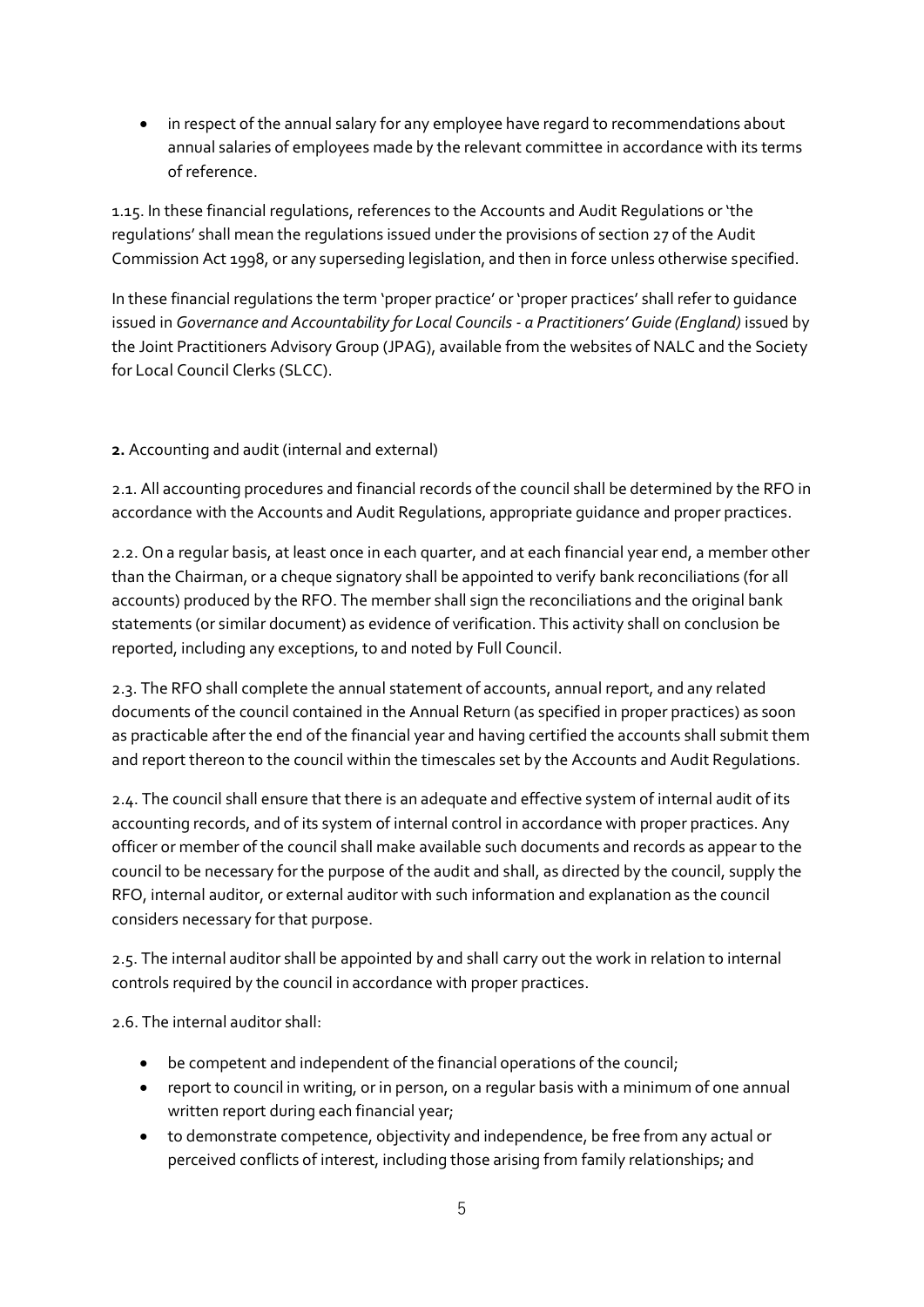- in respect of the annual salary for any employee have regard to recommendations about annual salaries of employees made by the relevant committee in accordance with its terms of reference.

1.15. In these financial regulations, references to the Accounts and Audit Regulations or 'the regulations' shall mean the regulations issued under the provisions of section 27 of the Audit Commission Act 1998, or any superseding legislation, and then in force unless otherwise specified.

In these financial regulations the term 'proper practice' or 'proper practices' shall refer to guidance issued in *Governance and Accountability for Local Councils - a Practitioners' Guide (England)* issued by the Joint Practitioners Advisory Group (JPAG), available from the websites of NALC and the Society for Local Council Clerks (SLCC).

**2.** Accounting and audit (internal and external)

2.1. All accounting procedures and financial records of the council shall be determined by the RFO in accordance with the Accounts and Audit Regulations, appropriate guidance and proper practices.

2.2. On a regular basis, at least once in each quarter, and at each financial year end, a member other than the Chairman, or a cheque signatory shall be appointed to verify bank reconciliations (for all accounts) produced by the RFO. The member shall sign the reconciliations and the original bank statements (or similar document) as evidence of verification. This activity shall on conclusion be reported, including any exceptions, to and noted by Full Council.

2.3. The RFO shall complete the annual statement of accounts, annual report, and any related documents of the council contained in the Annual Return (as specified in proper practices) as soon as practicable after the end of the financial year and having certified the accounts shall submit them and report thereon to the council within the timescales set by the Accounts and Audit Regulations.

2.4. The council shall ensure that there is an adequate and effective system of internal audit of its accounting records, and of its system of internal control in accordance with proper practices. Any officer or member of the council shall make available such documents and records as appear to the council to be necessary for the purpose of the audit and shall, as directed by the council, supply the RFO, internal auditor, or external auditor with such information and explanation as the council considers necessary for that purpose.

2.5. The internal auditor shall be appointed by and shall carry out the work in relation to internal controls required by the council in accordance with proper practices.

2.6. The internal auditor shall:

- be competent and independent of the financial operations of the council;
- report to council in writing, or in person, on a regular basis with a minimum of one annual written report during each financial year;
- to demonstrate competence, objectivity and independence, be free from any actual or perceived conflicts of interest, including those arising from family relationships; and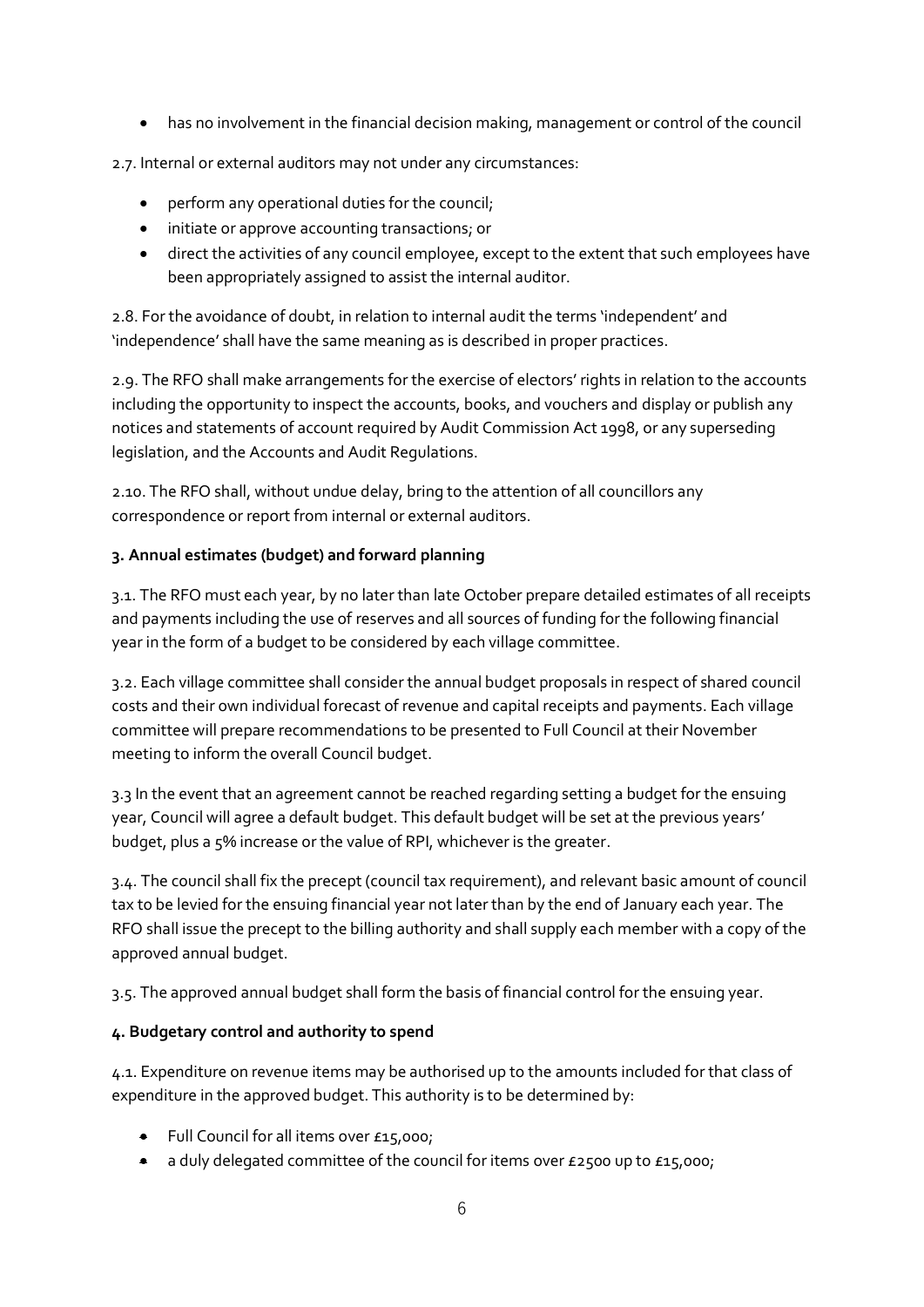- has no involvement in the financial decision making, management or control of the council

2.7. Internal or external auditors may not under any circumstances:

- perform any operational duties for the council;
- initiate or approve accounting transactions; or
- direct the activities of any council employee, except to the extent that such employees have been appropriately assigned to assist the internal auditor.

2.8. For the avoidance of doubt, in relation to internal audit the terms 'independent' and 'independence' shall have the same meaning as is described in proper practices.

2.9. The RFO shall make arrangements for the exercise of electors' rights in relation to the accounts including the opportunity to inspect the accounts, books, and vouchers and display or publish any notices and statements of account required by Audit Commission Act 1998, or any superseding legislation, and the Accounts and Audit Regulations.

2.10. The RFO shall, without undue delay, bring to the attention of all councillors any correspondence or report from internal or external auditors.

**3. Annual estimates (budget) and forward planning**

3.1. The RFO must each year, by no later than late October prepare detailed estimates of all receipts and payments including the use of reserves and all sources of funding for the following financial year in the form of a budget to be considered by each village committee.

3.2. Each village committee shall consider the annual budget proposals in respect of shared council costs and their own individual forecast of revenue and capital receipts and payments. Each village committee will prepare recommendations to be presented to Full Council at their November meeting to inform the overall Council budget.

3.3 In the event that an agreement cannot be reached regarding setting a budget for the ensuing year, Council will agree a default budget. This default budget will be set at the previous years' budget, plus a 5% increase or the value of RPI, whichever is the greater.

3.4. The council shall fix the precept (council tax requirement), and relevant basic amount of council tax to be levied for the ensuing financial year not later than by the end of January each year. The RFO shall issue the precept to the billing authority and shall supply each member with a copy of the approved annual budget.

3.5. The approved annual budget shall form the basis of financial control for the ensuing year.

**4. Budgetary control and authority to spend**

4.1. Expenditure on revenue items may be authorised up to the amounts included for that class of expenditure in the approved budget. This authority is to be determined by:

- Full Council for all items over £15,000;
- a duly delegated committee of the council for items over £2500 up to £15,000;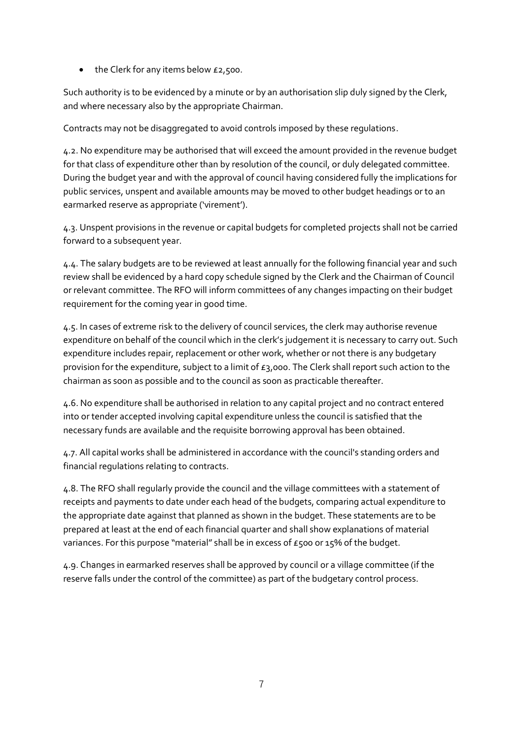- the Clerk for any items below £2,500.

Such authority is to be evidenced by a minute or by an authorisation slip duly signed by the Clerk, and where necessary also by the appropriate Chairman.

Contracts may not be disaggregated to avoid controls imposed by these regulations.

4.2. No expenditure may be authorised that will exceed the amount provided in the revenue budget for that class of expenditure other than by resolution of the council, or duly delegated committee. During the budget year and with the approval of council having considered fully the implications for public services, unspent and available amounts may be moved to other budget headings or to an earmarked reserve as appropriate ('virement').

4.3. Unspent provisions in the revenue or capital budgets for completed projects shall not be carried forward to a subsequent year.

4.4. The salary budgets are to be reviewed at least annually for the following financial year and such review shall be evidenced by a hard copy schedule signed by the Clerk and the Chairman of Council or relevant committee. The RFO will inform committees of any changes impacting on their budget requirement for the coming year in good time.

4.5. In cases of extreme risk to the delivery of council services, the clerk may authorise revenue expenditure on behalf of the council which in the clerk's judgement it is necessary to carry out. Such expenditure includes repair, replacement or other work, whether or not there is any budgetary provision for the expenditure, subject to a limit of £3,000. The Clerk shall report such action to the chairman as soon as possible and to the council as soon as practicable thereafter.

4.6. No expenditure shall be authorised in relation to any capital project and no contract entered into or tender accepted involving capital expenditure unless the council is satisfied that the necessary funds are available and the requisite borrowing approval has been obtained.

4.7. All capital works shall be administered in accordance with the council's standing orders and financial regulations relating to contracts.

4.8. The RFO shall regularly provide the council and the village committees with a statement of receipts and payments to date under each head of the budgets, comparing actual expenditure to the appropriate date against that planned as shown in the budget. These statements are to be prepared at least at the end of each financial quarter and shall show explanations of material variances. For this purpose "material" shall be in excess of £500 or 15% of the budget.

4.9. Changes in earmarked reserves shall be approved by council or a village committee (if the reserve falls under the control of the committee) as part of the budgetary control process.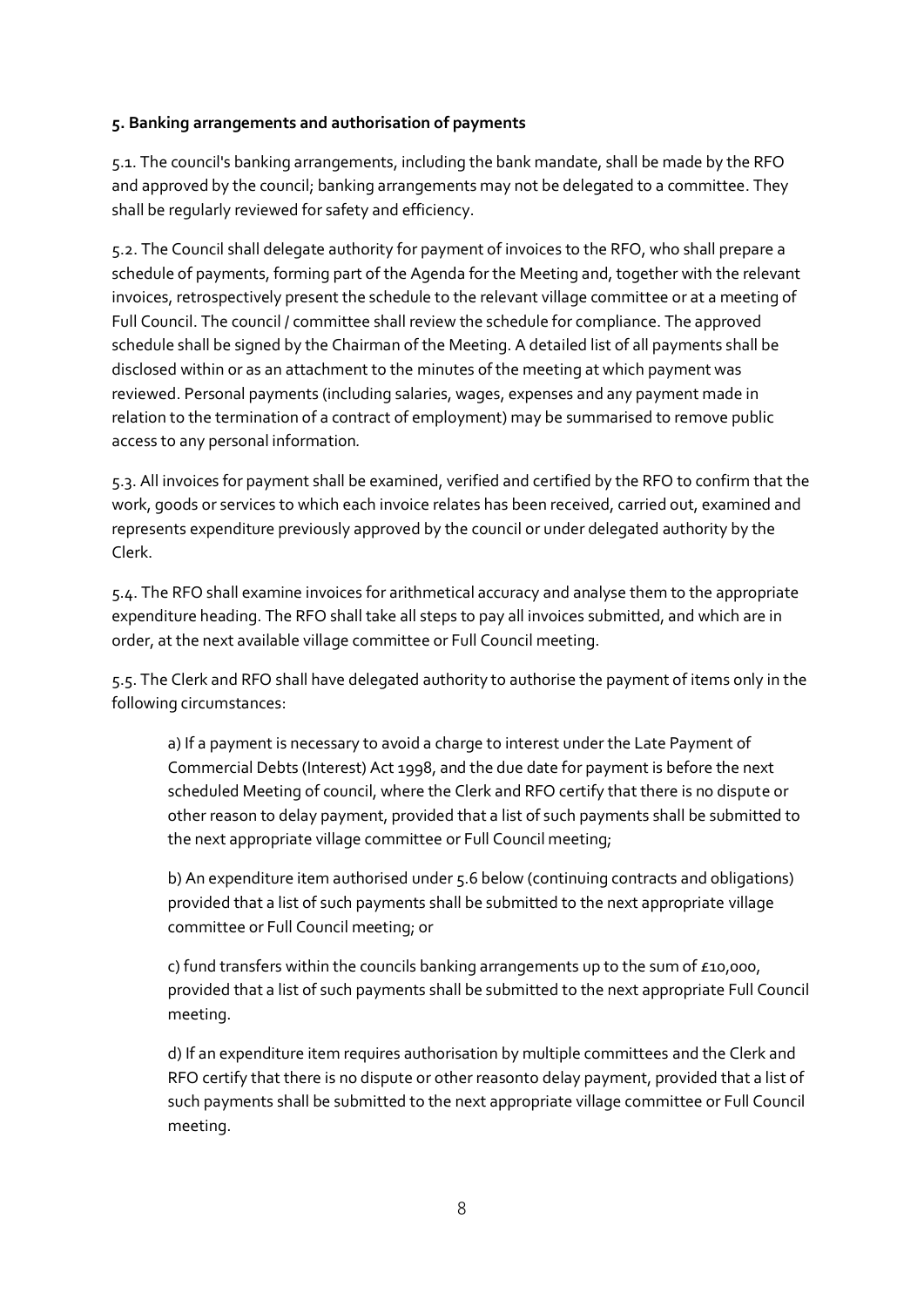**5. Banking arrangements and authorisation of payments**

5.1. The council's banking arrangements, including the bank mandate, shall be made by the RFO and approved by the council; banking arrangements may not be delegated to a committee. They shall be regularly reviewed for safety and efficiency.

5.2. The Council shall delegate authority for payment of invoices to the RFO, who shall prepare a schedule of payments, forming part of the Agenda for the Meeting and, together with the relevant invoices, retrospectively present the schedule to the relevant village committee or at a meeting of Full Council. The council / committee shall review the schedule for compliance. The approved schedule shall be signed by the Chairman of the Meeting. A detailed list of all payments shall be disclosed within or as an attachment to the minutes of the meeting at which payment was reviewed. Personal payments (including salaries, wages, expenses and any payment made in relation to the termination of a contract of employment) may be summarised to remove public access to any personal information.

5.3. All invoices for payment shall be examined, verified and certified by the RFO to confirm that the work, goods or services to which each invoice relates has been received, carried out, examined and represents expenditure previously approved by the council or under delegated authority by the Clerk.

5.4. The RFO shall examine invoices for arithmetical accuracy and analyse them to the appropriate expenditure heading. The RFO shall take all steps to pay all invoices submitted, and which are in order, at the next available village committee or Full Council meeting.

5.5. The Clerk and RFO shall have delegated authority to authorise the payment of items only in the following circumstances:

a) If a payment is necessary to avoid a charge to interest under the Late Payment of Commercial Debts (Interest) Act 1998, and the due date for payment is before the next scheduled Meeting of council, where the Clerk and RFO certify that there is no dispute or other reason to delay payment, provided that a list of such payments shall be submitted to the next appropriate village committee or Full Council meeting;

b) An expenditure item authorised under 5.6 below (continuing contracts and obligations) provided that a list of such payments shall be submitted to the next appropriate village committee or Full Council meeting; or

c) fund transfers within the councils banking arrangements up to the sum of £10,000, provided that a list of such payments shall be submitted to the next appropriate Full Council meeting.

d) If an expenditure item requires authorisation by multiple committees and the Clerk and RFO certify that there is no dispute or other reasonto delay payment, provided that a list of such payments shall be submitted to the next appropriate village committee or Full Council meeting.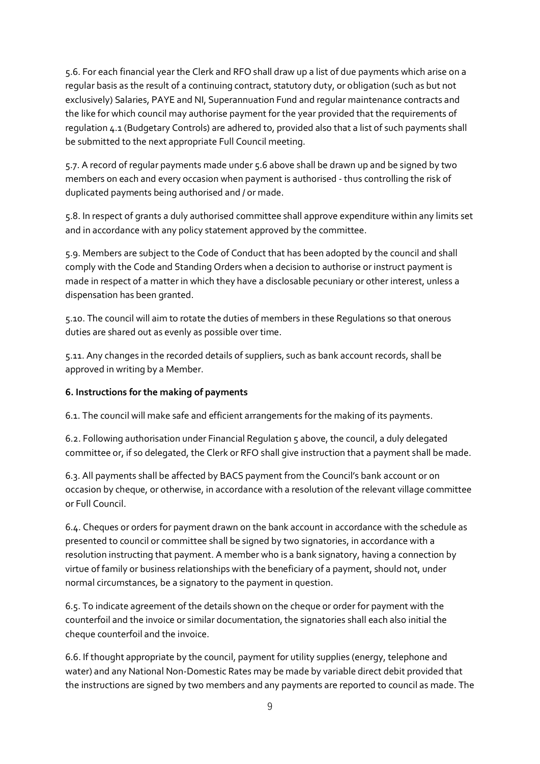5.6. For each financial year the Clerk and RFO shall draw up a list of due payments which arise on a regular basis as the result of a continuing contract, statutory duty, or obligation (such as but not exclusively) Salaries, PAYE and NI, Superannuation Fund and regular maintenance contracts and the like for which council may authorise payment for the year provided that the requirements of regulation 4.1 (Budgetary Controls) are adhered to, provided also that a list of such payments shall be submitted to the next appropriate Full Council meeting.

5.7. A record of regular payments made under 5.6 above shall be drawn up and be signed by two members on each and every occasion when payment is authorised - thus controlling the risk of duplicated payments being authorised and / or made.

5.8. In respect of grants a duly authorised committee shall approve expenditure within any limits set and in accordance with any policy statement approved by the committee.

5.9. Members are subject to the Code of Conduct that has been adopted by the council and shall comply with the Code and Standing Orders when a decision to authorise or instruct payment is made in respect of a matter in which they have a disclosable pecuniary or other interest, unless a dispensation has been granted.

5.10. The council will aim to rotate the duties of members in these Regulations so that onerous duties are shared out as evenly as possible over time.

5.11. Any changes in the recorded details of suppliers, such as bank account records, shall be approved in writing by a Member.

**6. Instructions for the making of payments**

6.1. The council will make safe and efficient arrangements for the making of its payments.

6.2. Following authorisation under Financial Regulation 5 above, the council, a duly delegated committee or, if so delegated, the Clerk or RFO shall give instruction that a payment shall be made.

6.3. All payments shall be affected by BACS payment from the Council's bank account or on occasion by cheque, or otherwise, in accordance with a resolution of the relevant village committee or Full Council.

6.4. Cheques or orders for payment drawn on the bank account in accordance with the schedule as presented to council or committee shall be signed by two signatories, in accordance with a resolution instructing that payment. A member who is a bank signatory, having a connection by virtue of family or business relationships with the beneficiary of a payment, should not, under normal circumstances, be a signatory to the payment in question.

6.5. To indicate agreement of the details shown on the cheque or order for payment with the counterfoil and the invoice or similar documentation, the signatories shall each also initial the cheque counterfoil and the invoice.

6.6. If thought appropriate by the council, payment for utility supplies (energy, telephone and water) and any National Non-Domestic Rates may be made by variable direct debit provided that the instructions are signed by two members and any payments are reported to council as made. The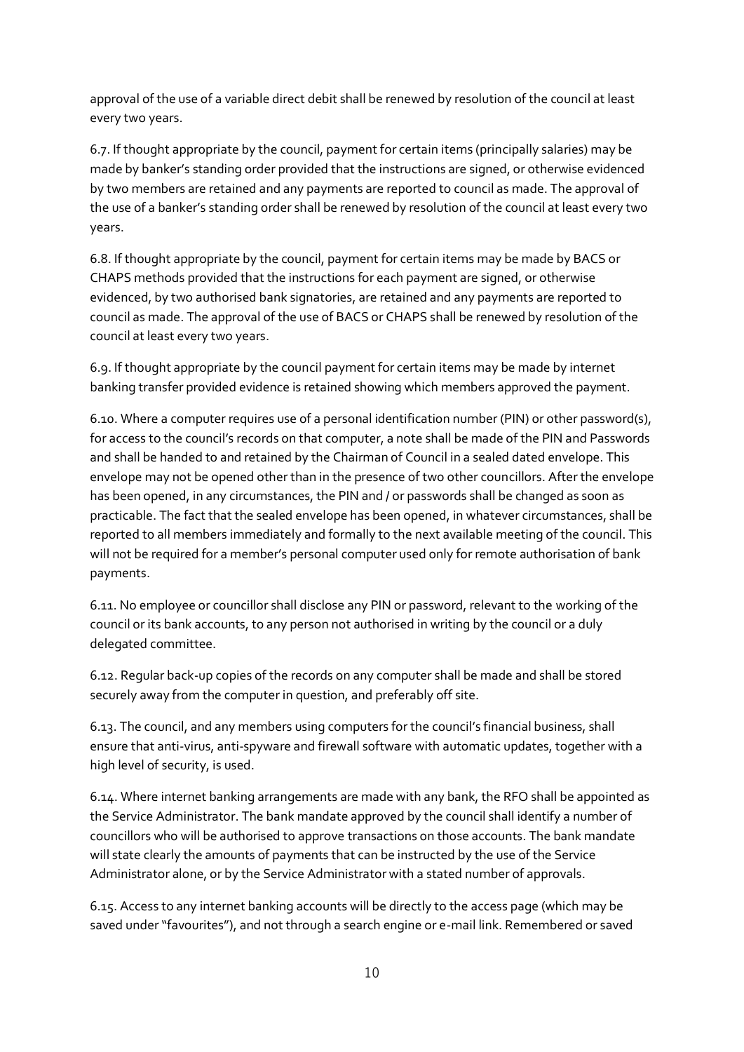approval of the use of a variable direct debit shall be renewed by resolution of the council at least every two years.

6.7. If thought appropriate by the council, payment for certain items (principally salaries) may be made by banker's standing order provided that the instructions are signed, or otherwise evidenced by two members are retained and any payments are reported to council as made. The approval of the use of a banker's standing order shall be renewed by resolution of the council at least every two years.

6.8. If thought appropriate by the council, payment for certain items may be made by BACS or CHAPS methods provided that the instructions for each payment are signed, or otherwise evidenced, by two authorised bank signatories, are retained and any payments are reported to council as made. The approval of the use of BACS or CHAPS shall be renewed by resolution of the council at least every two years.

6.9. If thought appropriate by the council payment for certain items may be made by internet banking transfer provided evidence is retained showing which members approved the payment.

6.10. Where a computer requires use of a personal identification number (PIN) or other password(s), for access to the council's records on that computer, a note shall be made of the PIN and Passwords and shall be handed to and retained by the Chairman of Council in a sealed dated envelope. This envelope may not be opened other than in the presence of two other councillors. After the envelope has been opened, in any circumstances, the PIN and / or passwords shall be changed as soon as practicable. The fact that the sealed envelope has been opened, in whatever circumstances, shall be reported to all members immediately and formally to the next available meeting of the council. This will not be required for a member's personal computer used only for remote authorisation of bank payments.

6.11. No employee or councillor shall disclose any PIN or password, relevant to the working of the council or its bank accounts, to any person not authorised in writing by the council or a duly delegated committee.

6.12. Regular back-up copies of the records on any computer shall be made and shall be stored securely away from the computer in question, and preferably off site.

6.13. The council, and any members using computers for the council's financial business, shall ensure that anti-virus, anti-spyware and firewall software with automatic updates, together with a high level of security, is used.

6.14. Where internet banking arrangements are made with any bank, the RFO shall be appointed as the Service Administrator. The bank mandate approved by the council shall identify a number of councillors who will be authorised to approve transactions on those accounts. The bank mandate will state clearly the amounts of payments that can be instructed by the use of the Service Administrator alone, or by the Service Administrator with a stated number of approvals.

6.15. Access to any internet banking accounts will be directly to the access page (which may be saved under "favourites"), and not through a search engine or e-mail link. Remembered or saved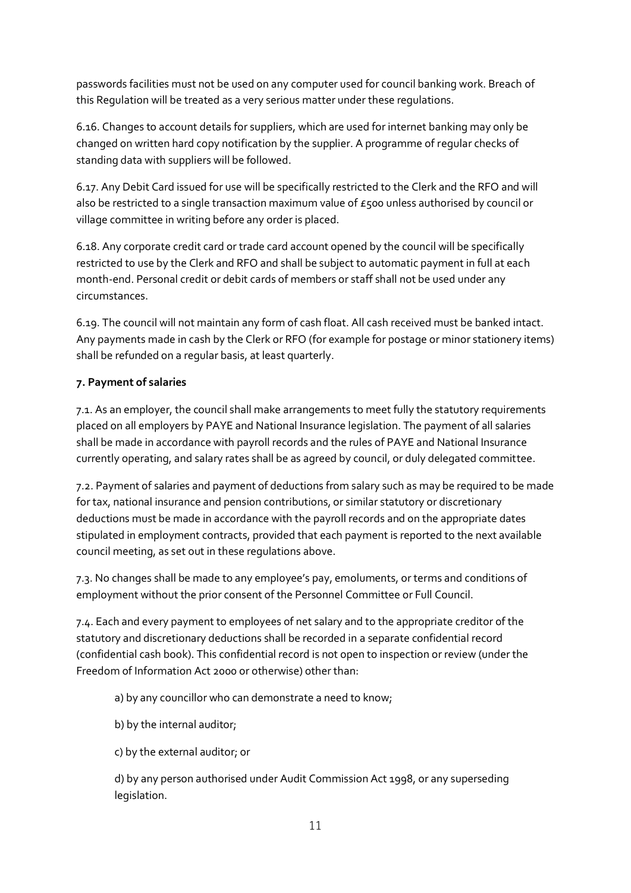passwords facilities must not be used on any computer used for council banking work. Breach of this Regulation will be treated as a very serious matter under these regulations.

6.16. Changes to account details for suppliers, which are used for internet banking may only be changed on written hard copy notification by the supplier. A programme of regular checks of standing data with suppliers will be followed.

6.17. Any Debit Card issued for use will be specifically restricted to the Clerk and the RFO and will also be restricted to a single transaction maximum value of £500 unless authorised by council or village committee in writing before any order is placed.

6.18. Any corporate credit card or trade card account opened by the council will be specifically restricted to use by the Clerk and RFO and shall be subject to automatic payment in full at each month-end. Personal credit or debit cards of members or staff shall not be used under any circumstances.

6.19. The council will not maintain any form of cash float. All cash received must be banked intact. Any payments made in cash by the Clerk or RFO (for example for postage or minor stationery items) shall be refunded on a regular basis, at least quarterly.

**7. Payment of salaries**

7.1. As an employer, the council shall make arrangements to meet fully the statutory requirements placed on all employers by PAYE and National Insurance legislation. The payment of all salaries shall be made in accordance with payroll records and the rules of PAYE and National Insurance currently operating, and salary rates shall be as agreed by council, or duly delegated committee.

7.2. Payment of salaries and payment of deductions from salary such as may be required to be made for tax, national insurance and pension contributions, or similar statutory or discretionary deductions must be made in accordance with the payroll records and on the appropriate dates stipulated in employment contracts, provided that each payment is reported to the next available council meeting, as set out in these regulations above.

7.3. No changes shall be made to any employee's pay, emoluments, or terms and conditions of employment without the prior consent of the Personnel Committee or Full Council.

7.4. Each and every payment to employees of net salary and to the appropriate creditor of the statutory and discretionary deductions shall be recorded in a separate confidential record (confidential cash book). This confidential record is not open to inspection or review (under the Freedom of Information Act 2000 or otherwise) other than:

a) by any councillor who can demonstrate a need to know;

b) by the internal auditor;

c) by the external auditor; or

d) by any person authorised under Audit Commission Act 1998, or any superseding legislation.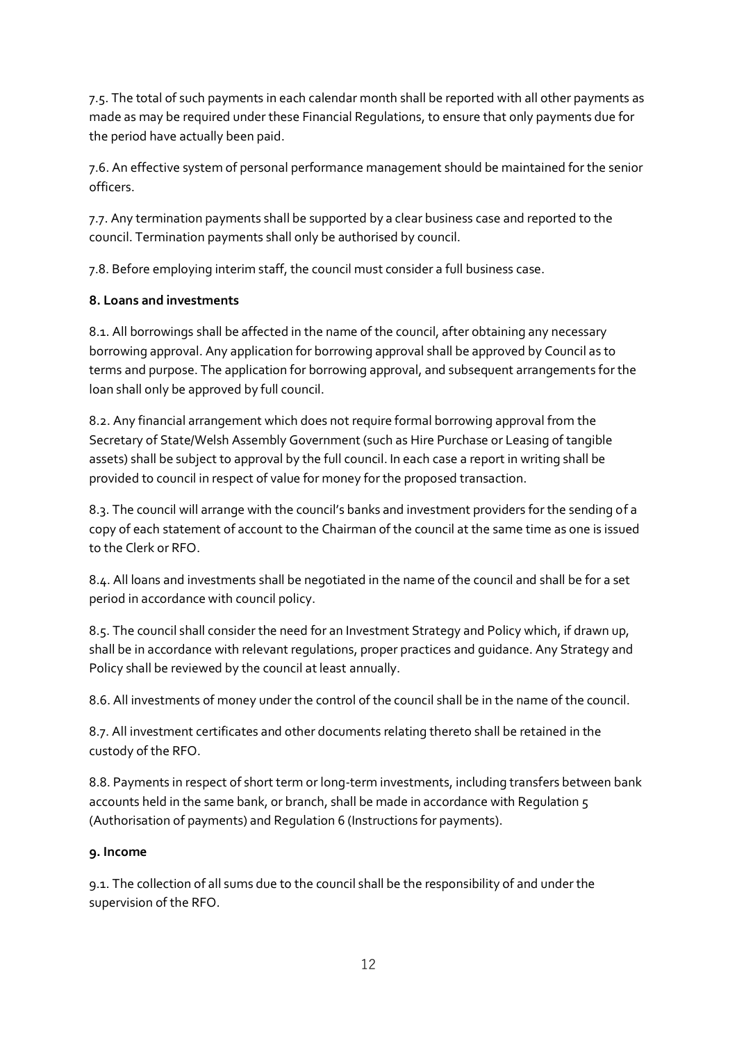7.5. The total of such payments in each calendar month shall be reported with all other payments as made as may be required under these Financial Regulations, to ensure that only payments due for the period have actually been paid.

7.6. An effective system of personal performance management should be maintained for the senior officers.

7.7. Any termination payments shall be supported by a clear business case and reported to the council. Termination payments shall only be authorised by council.

7.8. Before employing interim staff, the council must consider a full business case.

**8. Loans and investments**

8.1. All borrowings shall be affected in the name of the council, after obtaining any necessary borrowing approval. Any application for borrowing approval shall be approved by Council as to terms and purpose. The application for borrowing approval, and subsequent arrangements for the loan shall only be approved by full council.

8.2. Any financial arrangement which does not require formal borrowing approval from the Secretary of State/Welsh Assembly Government (such as Hire Purchase or Leasing of tangible assets) shall be subject to approval by the full council. In each case a report in writing shall be provided to council in respect of value for money for the proposed transaction.

8.3. The council will arrange with the council's banks and investment providers for the sending of a copy of each statement of account to the Chairman of the council at the same time as one is issued to the Clerk or RFO.

8.4. All loans and investments shall be negotiated in the name of the council and shall be for a set period in accordance with council policy.

8.5. The council shall consider the need for an Investment Strategy and Policy which, if drawn up, shall be in accordance with relevant regulations, proper practices and guidance. Any Strategy and Policy shall be reviewed by the council at least annually.

8.6. All investments of money under the control of the council shall be in the name of the council.

8.7. All investment certificates and other documents relating thereto shall be retained in the custody of the RFO.

8.8. Payments in respect of short term or long-term investments, including transfers between bank accounts held in the same bank, or branch, shall be made in accordance with Regulation 5 (Authorisation of payments) and Regulation 6 (Instructions for payments).

**9. Income**

9.1. The collection of all sums due to the council shall be the responsibility of and under the supervision of the RFO.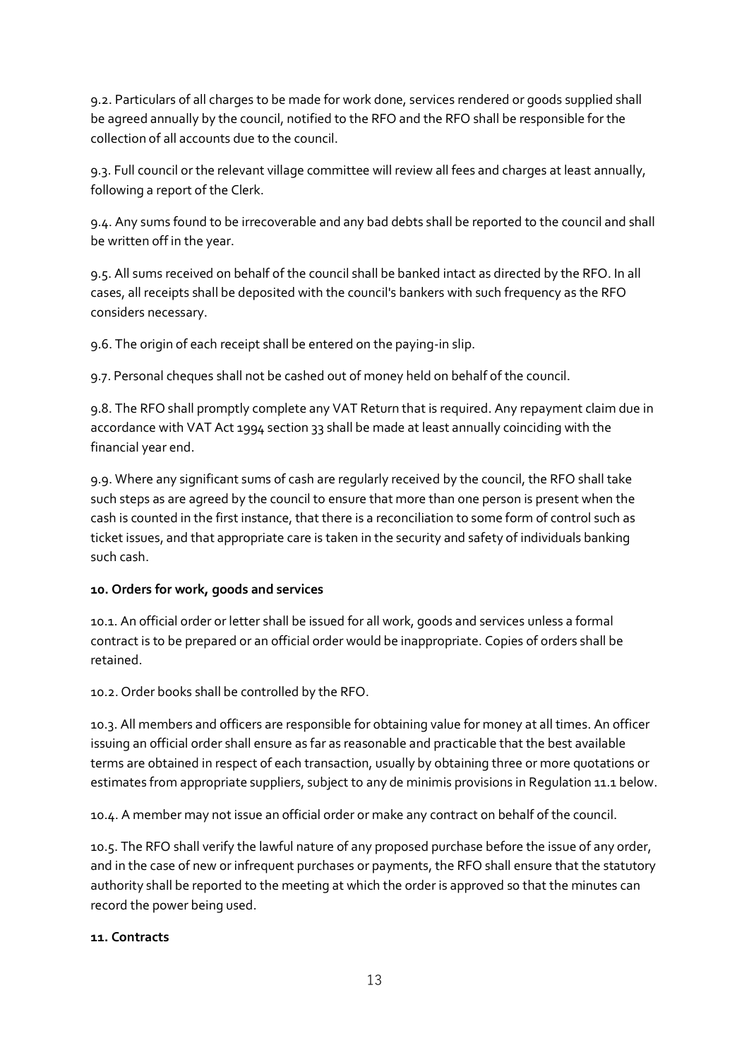9.2. Particulars of all charges to be made for work done, services rendered or goods supplied shall be agreed annually by the council, notified to the RFO and the RFO shall be responsible for the collection of all accounts due to the council.

9.3. Full council or the relevant village committee will review all fees and charges at least annually, following a report of the Clerk.

9.4. Any sums found to be irrecoverable and any bad debts shall be reported to the council and shall be written off in the year.

9.5. All sums received on behalf of the council shall be banked intact as directed by the RFO. In all cases, all receipts shall be deposited with the council's bankers with such frequency as the RFO considers necessary.

9.6. The origin of each receipt shall be entered on the paying-in slip.

9.7. Personal cheques shall not be cashed out of money held on behalf of the council.

9.8. The RFO shall promptly complete any VAT Return that is required. Any repayment claim due in accordance with VAT Act 1994 section 33 shall be made at least annually coinciding with the financial year end.

9.9. Where any significant sums of cash are regularly received by the council, the RFO shall take such steps as are agreed by the council to ensure that more than one person is present when the cash is counted in the first instance, that there is a reconciliation to some form of control such as ticket issues, and that appropriate care is taken in the security and safety of individuals banking such cash.

**10. Orders for work, goods and services**

10.1. An official order or letter shall be issued for all work, goods and services unless a formal contract is to be prepared or an official order would be inappropriate. Copies of orders shall be retained.

10.2. Order books shall be controlled by the RFO.

10.3. All members and officers are responsible for obtaining value for money at all times. An officer issuing an official order shall ensure as far as reasonable and practicable that the best available terms are obtained in respect of each transaction, usually by obtaining three or more quotations or estimates from appropriate suppliers, subject to any de minimis provisions in Regulation 11.1 below.

10.4. A member may not issue an official order or make any contract on behalf of the council.

10.5. The RFO shall verify the lawful nature of any proposed purchase before the issue of any order, and in the case of new or infrequent purchases or payments, the RFO shall ensure that the statutory authority shall be reported to the meeting at which the order is approved so that the minutes can record the power being used.

**11. Contracts**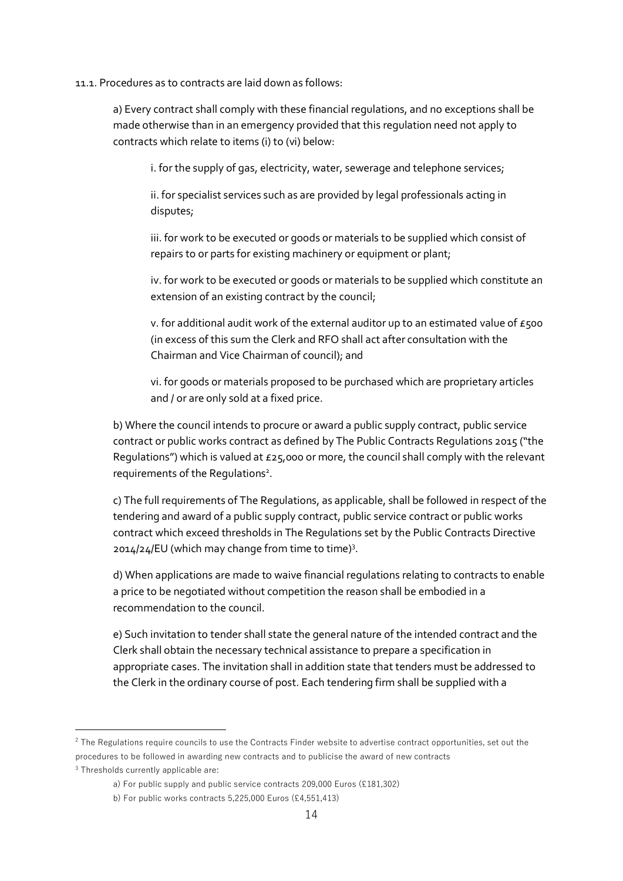11.1. Procedures as to contracts are laid down as follows:

a) Every contract shall comply with these financial regulations, and no exceptions shall be made otherwise than in an emergency provided that this regulation need not apply to contracts which relate to items (i) to (vi) below:

i. for the supply of gas, electricity, water, sewerage and telephone services;

ii. for specialist services such as are provided by legal professionals acting in disputes;

iii. for work to be executed or goods or materials to be supplied which consist of repairs to or parts for existing machinery or equipment or plant;

iv. for work to be executed or goods or materials to be supplied which constitute an extension of an existing contract by the council;

v. for additional audit work of the external auditor up to an estimated value of £500 (in excess of this sum the Clerk and RFO shall act after consultation with the Chairman and Vice Chairman of council); and

vi. for goods or materials proposed to be purchased which are proprietary articles and / or are only sold at a fixed price.

b) Where the council intends to procure or award a public supply contract, public service contract or public works contract as defined by The Public Contracts Regulations 2015 ("the Regulations") which is valued at £25,000 or more, the council shall comply with the relevant requirements of the Regulations[2].

c) The full requirements of The Regulations, as applicable, shall be followed in respect of the tendering and award of a public supply contract, public service contract or public works contract which exceed thresholds in The Regulations set by the Public Contracts Directive 2014/24/EU (which may change from time to time)[3].

d) When applications are made to waive financial regulations relating to contracts to enable a price to be negotiated without competition the reason shall be embodied in a recommendation to the council.

e) Such invitation to tender shall state the general nature of the intended contract and the Clerk shall obtain the necessary technical assistance to prepare a specification in appropriate cases. The invitation shall in addition state that tenders must be addressed to the Clerk in the ordinary course of post. Each tendering firm shall be supplied with a

---

[2] The Regulations require councils to use the Contracts Finder website to advertise contract opportunities, set out the procedures to be followed in awarding new contracts and to publicise the award of new contracts

[3] Thresholds currently applicable are:

a) For public supply and public service contracts 209,000 Euros (£181,302)

b) For public works contracts 5,225,000 Euros (£4,551,413)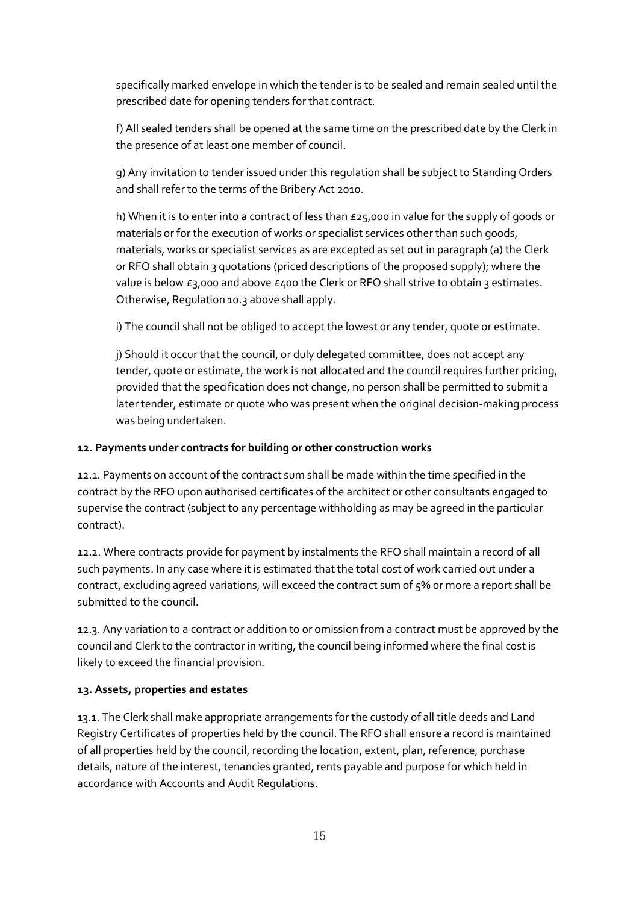specifically marked envelope in which the tender is to be sealed and remain sealed until the prescribed date for opening tenders for that contract.

f) All sealed tenders shall be opened at the same time on the prescribed date by the Clerk in the presence of at least one member of council.

g) Any invitation to tender issued under this regulation shall be subject to Standing Orders and shall refer to the terms of the Bribery Act 2010.

h) When it is to enter into a contract of less than £25,000 in value for the supply of goods or materials or for the execution of works or specialist services other than such goods, materials, works or specialist services as are excepted as set out in paragraph (a) the Clerk or RFO shall obtain 3 quotations (priced descriptions of the proposed supply); where the value is below £3,000 and above £400 the Clerk or RFO shall strive to obtain 3 estimates. Otherwise, Regulation 10.3 above shall apply.

i) The council shall not be obliged to accept the lowest or any tender, quote or estimate.

j) Should it occur that the council, or duly delegated committee, does not accept any tender, quote or estimate, the work is not allocated and the council requires further pricing, provided that the specification does not change, no person shall be permitted to submit a later tender, estimate or quote who was present when the original decision-making process was being undertaken.

**12. Payments under contracts for building or other construction works**

12.1. Payments on account of the contract sum shall be made within the time specified in the contract by the RFO upon authorised certificates of the architect or other consultants engaged to supervise the contract (subject to any percentage withholding as may be agreed in the particular contract).

12.2. Where contracts provide for payment by instalments the RFO shall maintain a record of all such payments. In any case where it is estimated that the total cost of work carried out under a contract, excluding agreed variations, will exceed the contract sum of 5% or more a report shall be submitted to the council.

12.3. Any variation to a contract or addition to or omission from a contract must be approved by the council and Clerk to the contractor in writing, the council being informed where the final cost is likely to exceed the financial provision.

**13. Assets, properties and estates**

13.1. The Clerk shall make appropriate arrangements for the custody of all title deeds and Land Registry Certificates of properties held by the council. The RFO shall ensure a record is maintained of all properties held by the council, recording the location, extent, plan, reference, purchase details, nature of the interest, tenancies granted, rents payable and purpose for which held in accordance with Accounts and Audit Regulations.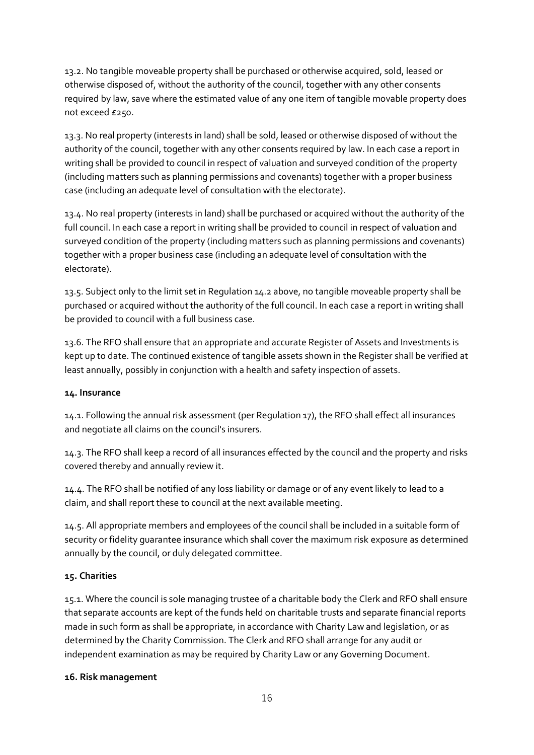13.2. No tangible moveable property shall be purchased or otherwise acquired, sold, leased or otherwise disposed of, without the authority of the council, together with any other consents required by law, save where the estimated value of any one item of tangible movable property does not exceed £250.

13.3. No real property (interests in land) shall be sold, leased or otherwise disposed of without the authority of the council, together with any other consents required by law. In each case a report in writing shall be provided to council in respect of valuation and surveyed condition of the property (including matters such as planning permissions and covenants) together with a proper business case (including an adequate level of consultation with the electorate).

13.4. No real property (interests in land) shall be purchased or acquired without the authority of the full council. In each case a report in writing shall be provided to council in respect of valuation and surveyed condition of the property (including matters such as planning permissions and covenants) together with a proper business case (including an adequate level of consultation with the electorate).

13.5. Subject only to the limit set in Regulation 14.2 above, no tangible moveable property shall be purchased or acquired without the authority of the full council. In each case a report in writing shall be provided to council with a full business case.

13.6. The RFO shall ensure that an appropriate and accurate Register of Assets and Investments is kept up to date. The continued existence of tangible assets shown in the Register shall be verified at least annually, possibly in conjunction with a health and safety inspection of assets.

**14. Insurance**

14.1. Following the annual risk assessment (per Regulation 17), the RFO shall effect all insurances and negotiate all claims on the council's insurers.

14.3. The RFO shall keep a record of all insurances effected by the council and the property and risks covered thereby and annually review it.

14.4. The RFO shall be notified of any loss liability or damage or of any event likely to lead to a claim, and shall report these to council at the next available meeting.

14.5. All appropriate members and employees of the council shall be included in a suitable form of security or fidelity guarantee insurance which shall cover the maximum risk exposure as determined annually by the council, or duly delegated committee.

**15. Charities**

15.1. Where the council is sole managing trustee of a charitable body the Clerk and RFO shall ensure that separate accounts are kept of the funds held on charitable trusts and separate financial reports made in such form as shall be appropriate, in accordance with Charity Law and legislation, or as determined by the Charity Commission. The Clerk and RFO shall arrange for any audit or independent examination as may be required by Charity Law or any Governing Document.

**16. Risk management**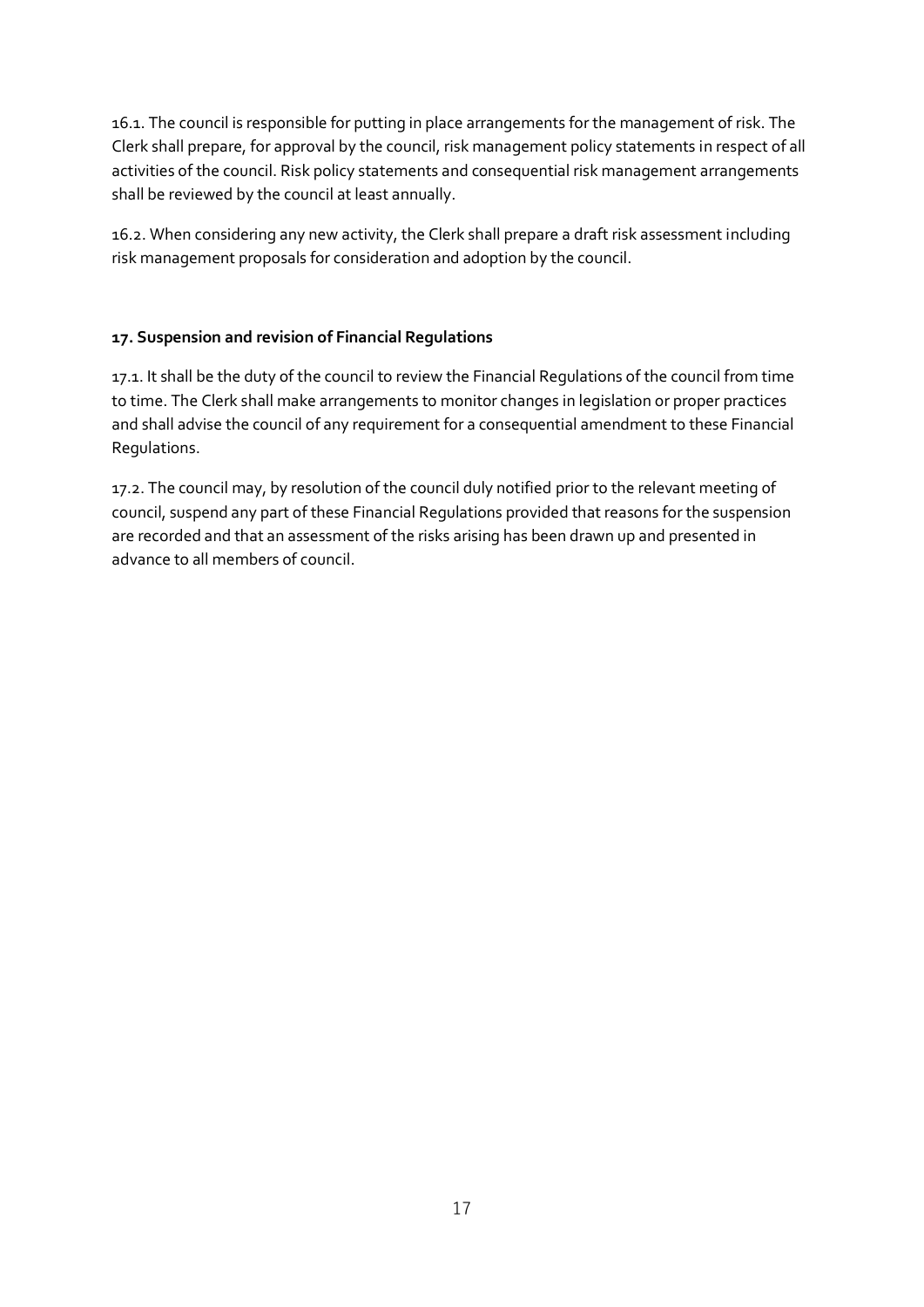16.1. The council is responsible for putting in place arrangements for the management of risk. The Clerk shall prepare, for approval by the council, risk management policy statements in respect of all activities of the council. Risk policy statements and consequential risk management arrangements shall be reviewed by the council at least annually.

16.2. When considering any new activity, the Clerk shall prepare a draft risk assessment including risk management proposals for consideration and adoption by the council.

**17. Suspension and revision of Financial Regulations**

17.1. It shall be the duty of the council to review the Financial Regulations of the council from time to time. The Clerk shall make arrangements to monitor changes in legislation or proper practices and shall advise the council of any requirement for a consequential amendment to these Financial Regulations.

17.2. The council may, by resolution of the council duly notified prior to the relevant meeting of council, suspend any part of these Financial Regulations provided that reasons for the suspension are recorded and that an assessment of the risks arising has been drawn up and presented in advance to all members of council.